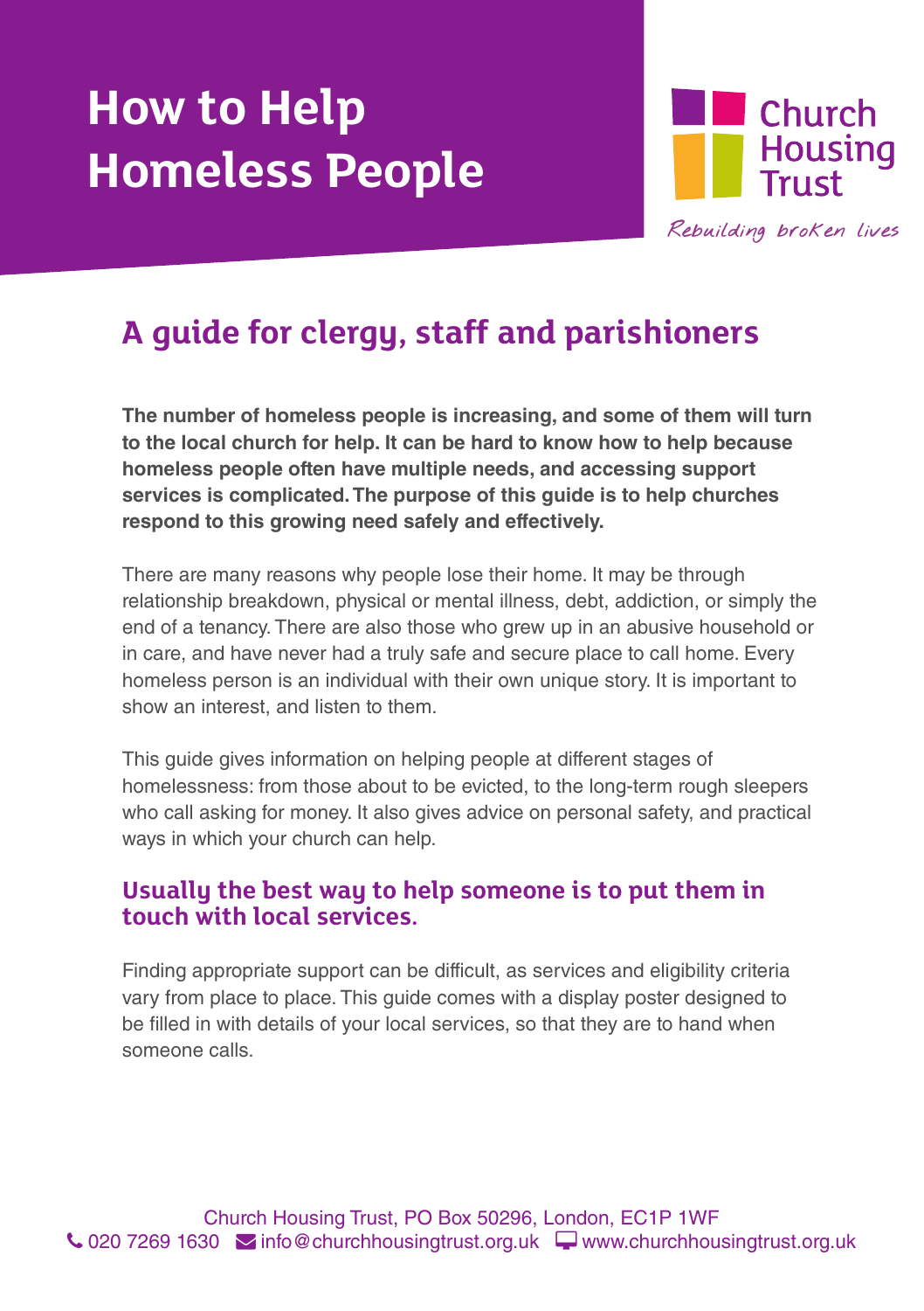# How to Help Homeless People

Church Housing Trust

*Rebuilding broken lives*

## A guide for clergy, staff and parishioners

**The number of homeless people is increasing, and some of them will turn to the local church for help. It can be hard to know how to help because homeless people often have multiple needs, and accessing support services is complicated. The purpose of this guide is to help churches respond to this growing need safely and effectively.**

There are many reasons why people lose their home. It may be through relationship breakdown, physical or mental illness, debt, addiction, or simply the end of a tenancy. There are also those who grew up in an abusive household or in care, and have never had a truly safe and secure place to call home. Every homeless person is an individual with their own unique story. It is important to show an interest, and listen to them.

This guide gives information on helping people at different stages of homelessness: from those about to be evicted, to the long-term rough sleepers who call asking for money. It also gives advice on personal safety, and practical ways in which your church can help.

### Usually the best way to help someone is to put them in touch with local services.

Finding appropriate support can be difficult, as services and eligibility criteria vary from place to place. This guide comes with a display poster designed to be filled in with details of your local services, so that they are to hand when someone calls.

Church Housing Trust, PO Box 50296, London, EC1P 1WF
020 7269 1630 info@churchhousingtrust.org.uk www.churchhousingtrust.org.uk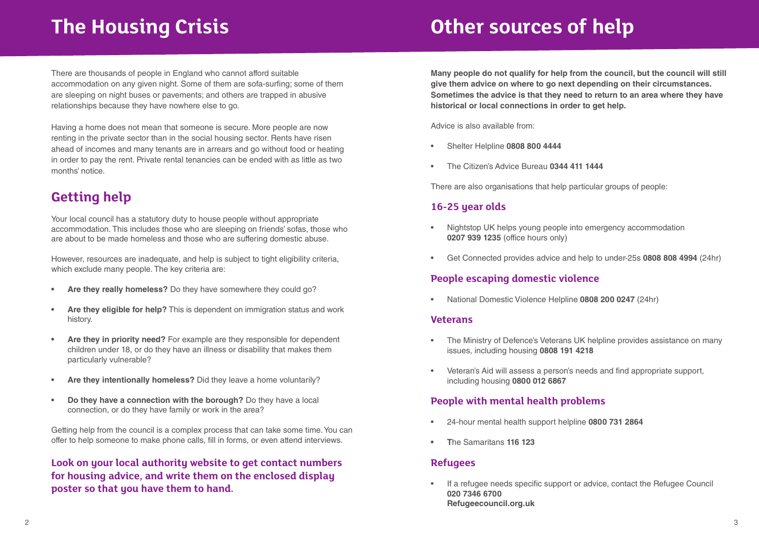# The Housing Crisis

There are thousands of people in England who cannot afford suitable accommodation on any given night. Some of them are sofa-surfing; some of them are sleeping on night buses or pavements; and others are trapped in abusive relationships because they have nowhere else to go.

Having a home does not mean that someone is secure. More people are now renting in the private sector than in the social housing sector. Rents have risen ahead of incomes and many tenants are in arrears and go without food or heating in order to pay the rent. Private rental tenancies can be ended with as little as two months' notice.

## Getting help

Your local council has a statutory duty to house people without appropriate accommodation. This includes those who are sleeping on friends' sofas, those who are about to be made homeless and those who are suffering domestic abuse.

However, resources are inadequate, and help is subject to tight eligibility criteria, which exclude many people. The key criteria are:

- **Are they really homeless?** Do they have somewhere they could go?
- **Are they eligible for help?** This is dependent on immigration status and work history.
- **Are they in priority need?** For example are they responsible for dependent children under 18, or do they have an illness or disability that makes them particularly vulnerable?
- **Are they intentionally homeless?** Did they leave a home voluntarily?
- **Do they have a connection with the borough?** Do they have a local connection, or do they have family or work in the area?

Getting help from the council is a complex process that can take some time. You can offer to help someone to make phone calls, fill in forms, or even attend interviews.

**Look on your local authority website to get contact numbers for housing advice, and write them on the enclosed display poster so that you have them to hand.**

# Other sources of help

**Many people do not qualify for help from the council, but the council will still give them advice on where to go next depending on their circumstances. Sometimes the advice is that they need to return to an area where they have historical or local connections in order to get help.**

Advice is also available from:

- Shelter Helpline **0808 800 4444**
- The Citizen's Advice Bureau **0344 411 1444**

There are also organisations that help particular groups of people:

### 16-25 year olds

- Nightstop UK helps young people into emergency accommodation **0207 939 1235** (office hours only)
- Get Connected provides advice and help to under-25s **0808 808 4994** (24hr)

### People escaping domestic violence

- National Domestic Violence Helpline **0808 200 0247** (24hr)

### Veterans

- The Ministry of Defence's Veterans UK helpline provides assistance on many issues, including housing **0808 191 4218**
- Veteran's Aid will assess a person's needs and find appropriate support, including housing **0800 012 6867**

### People with mental health problems

- 24-hour mental health support helpline **0800 731 2864**
- The Samaritans **116 123**

### Refugees

- If a refugee needs specific support or advice, contact the Refugee Council
  **020 7346 6700**
  **Refugeecouncil.org.uk**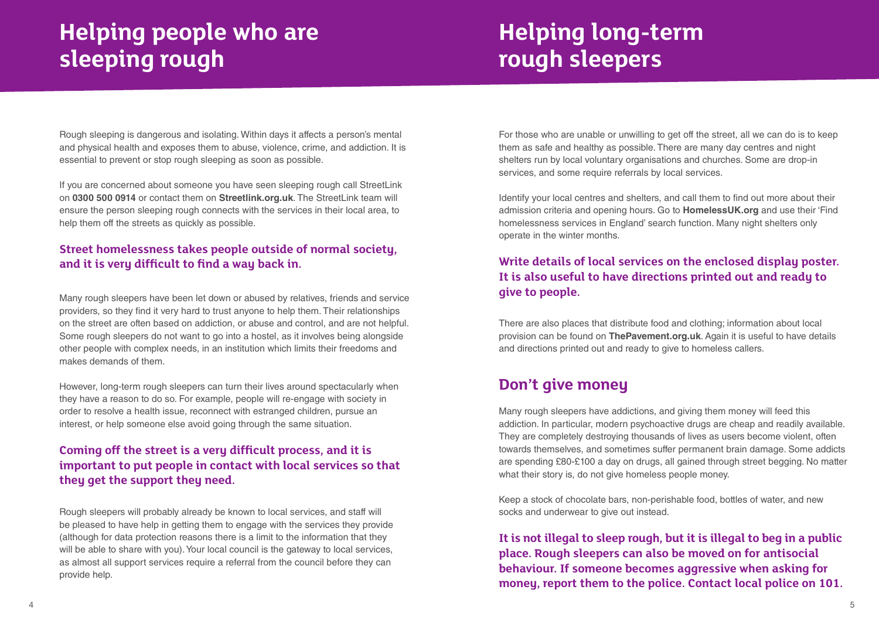# Helping people who are sleeping rough

Rough sleeping is dangerous and isolating. Within days it affects a person's mental and physical health and exposes them to abuse, violence, crime, and addiction. It is essential to prevent or stop rough sleeping as soon as possible.

If you are concerned about someone you have seen sleeping rough call StreetLink on **0300 500 0914** or contact them on **Streetlink.org.uk**. The StreetLink team will ensure the person sleeping rough connects with the services in their local area, to help them off the streets as quickly as possible.

**Street homelessness takes people outside of normal society, and it is very difficult to find a way back in.**

Many rough sleepers have been let down or abused by relatives, friends and service providers, so they find it very hard to trust anyone to help them. Their relationships on the street are often based on addiction, or abuse and control, and are not helpful. Some rough sleepers do not want to go into a hostel, as it involves being alongside other people with complex needs, in an institution which limits their freedoms and makes demands of them.

However, long-term rough sleepers can turn their lives around spectacularly when they have a reason to do so. For example, people will re-engage with society in order to resolve a health issue, reconnect with estranged children, pursue an interest, or help someone else avoid going through the same situation.

**Coming off the street is a very difficult process, and it is important to put people in contact with local services so that they get the support they need.**

Rough sleepers will probably already be known to local services, and staff will be pleased to have help in getting them to engage with the services they provide (although for data protection reasons there is a limit to the information that they will be able to share with you). Your local council is the gateway to local services, as almost all support services require a referral from the council before they can provide help.

# Helping long-term rough sleepers

For those who are unable or unwilling to get off the street, all we can do is to keep them as safe and healthy as possible. There are many day centres and night shelters run by local voluntary organisations and churches. Some are drop-in services, and some require referrals by local services.

Identify your local centres and shelters, and call them to find out more about their admission criteria and opening hours. Go to **HomelessUK.org** and use their 'Find homelessness services in England' search function. Many night shelters only operate in the winter months.

**Write details of local services on the enclosed display poster. It is also useful to have directions printed out and ready to give to people.**

There are also places that distribute food and clothing; information about local provision can be found on **ThePavement.org.uk**. Again it is useful to have details and directions printed out and ready to give to homeless callers.

## Don't give money

Many rough sleepers have addictions, and giving them money will feed this addiction. In particular, modern psychoactive drugs are cheap and readily available. They are completely destroying thousands of lives as users become violent, often towards themselves, and sometimes suffer permanent brain damage. Some addicts are spending £80-£100 a day on drugs, all gained through street begging. No matter what their story is, do not give homeless people money.

Keep a stock of chocolate bars, non-perishable food, bottles of water, and new socks and underwear to give out instead.

**It is not illegal to sleep rough, but it is illegal to beg in a public place. Rough sleepers can also be moved on for antisocial behaviour. If someone becomes aggressive when asking for money, report them to the police. Contact local police on 101.**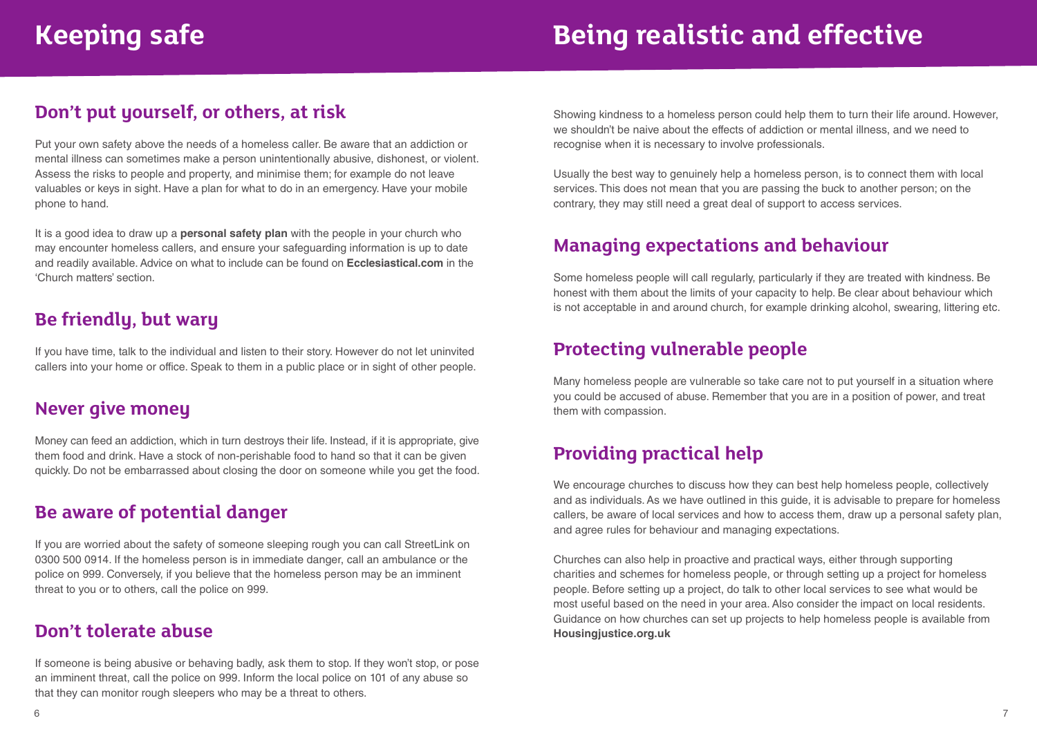# Keeping safe

## Don't put yourself, or others, at risk

Put your own safety above the needs of a homeless caller. Be aware that an addiction or mental illness can sometimes make a person unintentionally abusive, dishonest, or violent. Assess the risks to people and property, and minimise them; for example do not leave valuables or keys in sight. Have a plan for what to do in an emergency. Have your mobile phone to hand.

It is a good idea to draw up a **personal safety plan** with the people in your church who may encounter homeless callers, and ensure your safeguarding information is up to date and readily available. Advice on what to include can be found on **Ecclesiastical.com** in the 'Church matters' section.

## Be friendly, but wary

If you have time, talk to the individual and listen to their story. However do not let uninvited callers into your home or office. Speak to them in a public place or in sight of other people.

## Never give money

Money can feed an addiction, which in turn destroys their life. Instead, if it is appropriate, give them food and drink. Have a stock of non-perishable food to hand so that it can be given quickly. Do not be embarrassed about closing the door on someone while you get the food.

## Be aware of potential danger

If you are worried about the safety of someone sleeping rough you can call StreetLink on 0300 500 0914. If the homeless person is in immediate danger, call an ambulance or the police on 999. Conversely, if you believe that the homeless person may be an imminent threat to you or to others, call the police on 999.

## Don't tolerate abuse

If someone is being abusive or behaving badly, ask them to stop. If they won't stop, or pose an imminent threat, call the police on 999. Inform the local police on 101 of any abuse so that they can monitor rough sleepers who may be a threat to others.

# Being realistic and effective

Showing kindness to a homeless person could help them to turn their life around. However, we shouldn't be naive about the effects of addiction or mental illness, and we need to recognise when it is necessary to involve professionals.

Usually the best way to genuinely help a homeless person, is to connect them with local services. This does not mean that you are passing the buck to another person; on the contrary, they may still need a great deal of support to access services.

## Managing expectations and behaviour

Some homeless people will call regularly, particularly if they are treated with kindness. Be honest with them about the limits of your capacity to help. Be clear about behaviour which is not acceptable in and around church, for example drinking alcohol, swearing, littering etc.

## Protecting vulnerable people

Many homeless people are vulnerable so take care not to put yourself in a situation where you could be accused of abuse. Remember that you are in a position of power, and treat them with compassion.

## Providing practical help

We encourage churches to discuss how they can best help homeless people, collectively and as individuals. As we have outlined in this guide, it is advisable to prepare for homeless callers, be aware of local services and how to access them, draw up a personal safety plan, and agree rules for behaviour and managing expectations.

Churches can also help in proactive and practical ways, either through supporting charities and schemes for homeless people, or through setting up a project for homeless people. Before setting up a project, do talk to other local services to see what would be most useful based on the need in your area. Also consider the impact on local residents. Guidance on how churches can set up projects to help homeless people is available from **Housingjustice.org.uk**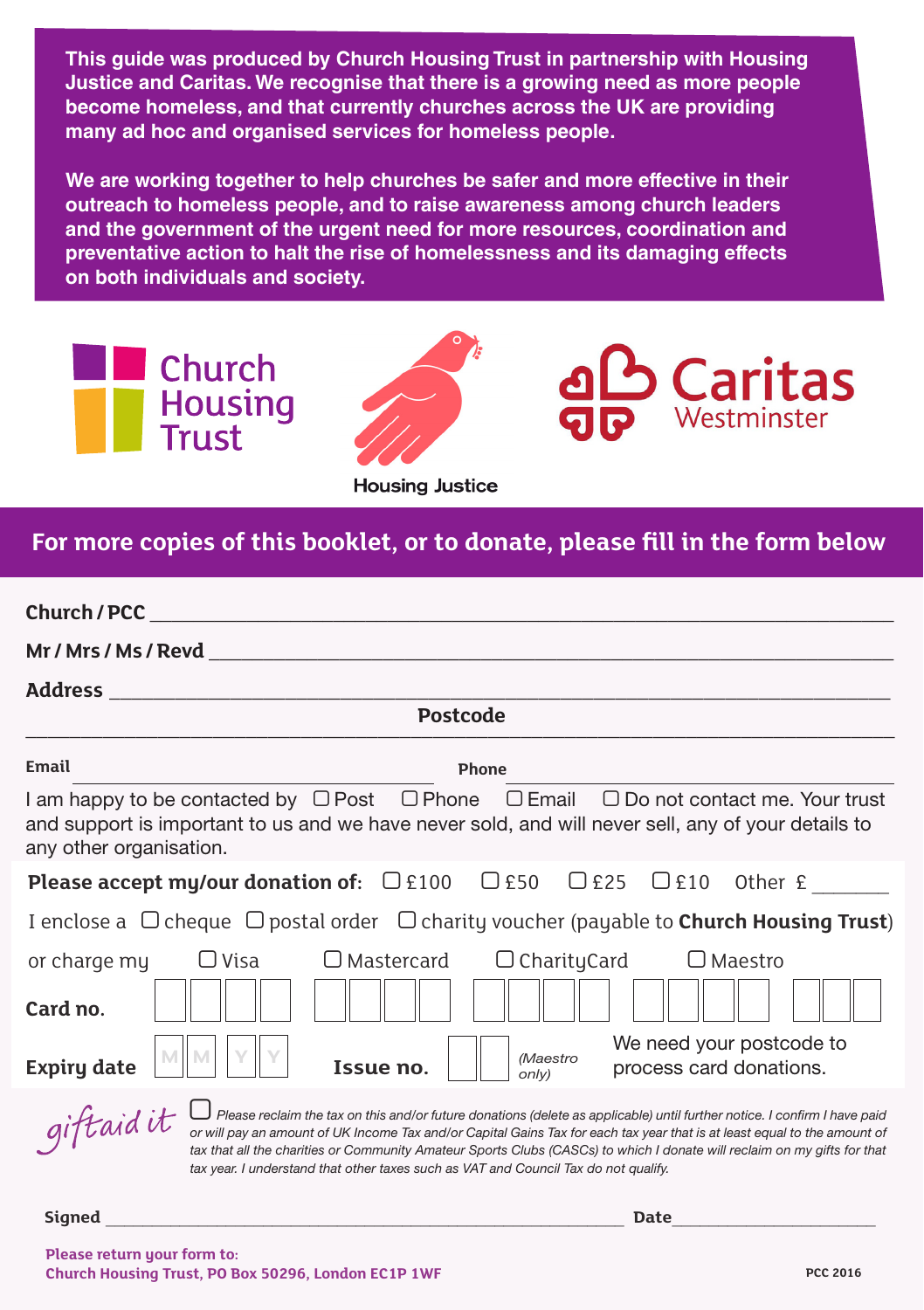**This guide was produced by Church Housing Trust in partnership with Housing Justice and Caritas. We recognise that there is a growing need as more people become homeless, and that currently churches across the UK are providing many ad hoc and organised services for homeless people.**

**We are working together to help churches be safer and more effective in their outreach to homeless people, and to raise awareness among church leaders and the government of the urgent need for more resources, coordination and preventative action to halt the rise of homelessness and its damaging effects on both individuals and society.**

Church Housing Trust

Housing Justice

Caritas Westminster

## For more copies of this booklet, or to donate, please fill in the form below

**Church / PCC** ____________________

**Mr / Mrs / Ms / Revd** ____________________

**Address** ____________________

**Postcode** ____________________

**Email** ____________________ **Phone** ____________________

I am happy to be contacted by ☐ Post ☐ Phone ☐ Email ☐ Do not contact me. Your trust and support is important to us and we have never sold, and will never sell, any of your details to any other organisation.

**Please accept my/our donation of:** ☐ £100 ☐ £50 ☐ £25 ☐ £10 Other £ _______

I enclose a ☐ cheque ☐ postal order ☐ charity voucher (payable to **Church Housing Trust**)

or charge my ☐ Visa ☐ Mastercard ☐ CharityCard ☐ Maestro

**Card no.** ____________________

**Expiry date** M M Y Y **Issue no.** ____ *(Maestro only)*

We need your postcode to process card donations.

giftaid it ☐ *Please reclaim the tax on this and/or future donations (delete as applicable) until further notice. I confirm I have paid or will pay an amount of UK Income Tax and/or Capital Gains Tax for each tax year that is at least equal to the amount of tax that all the charities or Community Amateur Sports Clubs (CASCs) to which I donate will reclaim on my gifts for that tax year. I understand that other taxes such as VAT and Council Tax do not qualify.*

**Signed** ____________________ **Date** ____________________

**Please return your form to:**
**Church Housing Trust, PO Box 50296, London EC1P 1WF**

PCC 2016